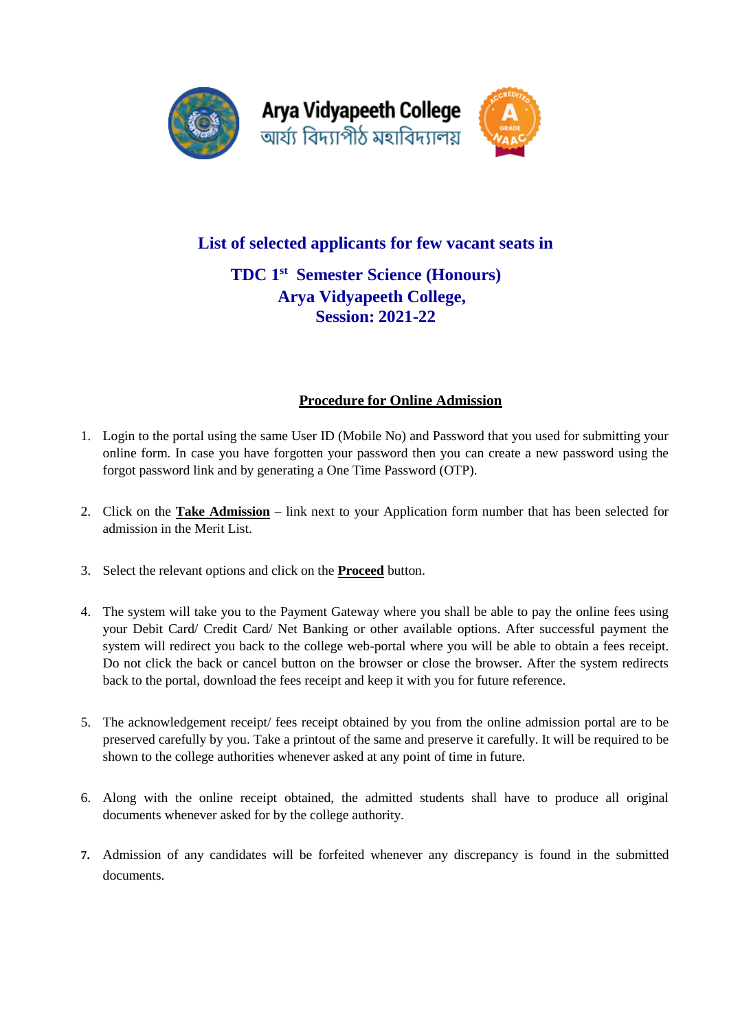Arya Vidyapeeth College
আৰ্য্য বিদ্যাপীঠ মহাবিদ্যালয়

## List of selected applicants for few vacant seats in

## TDC 1st Semester Science (Honours)
## Arya Vidyapeeth College,
## Session: 2021-22

### Procedure for Online Admission

1. Login to the portal using the same User ID (Mobile No) and Password that you used for submitting your online form. In case you have forgotten your password then you can create a new password using the forgot password link and by generating a One Time Password (OTP).

2. Click on the **Take Admission** – link next to your Application form number that has been selected for admission in the Merit List.

3. Select the relevant options and click on the **Proceed** button.

4. The system will take you to the Payment Gateway where you shall be able to pay the online fees using your Debit Card/ Credit Card/ Net Banking or other available options. After successful payment the system will redirect you back to the college web-portal where you will be able to obtain a fees receipt. Do not click the back or cancel button on the browser or close the browser. After the system redirects back to the portal, download the fees receipt and keep it with you for future reference.

5. The acknowledgement receipt/ fees receipt obtained by you from the online admission portal are to be preserved carefully by you. Take a printout of the same and preserve it carefully. It will be required to be shown to the college authorities whenever asked at any point of time in future.

6. Along with the online receipt obtained, the admitted students shall have to produce all original documents whenever asked for by the college authority.

7. Admission of any candidates will be forfeited whenever any discrepancy is found in the submitted documents.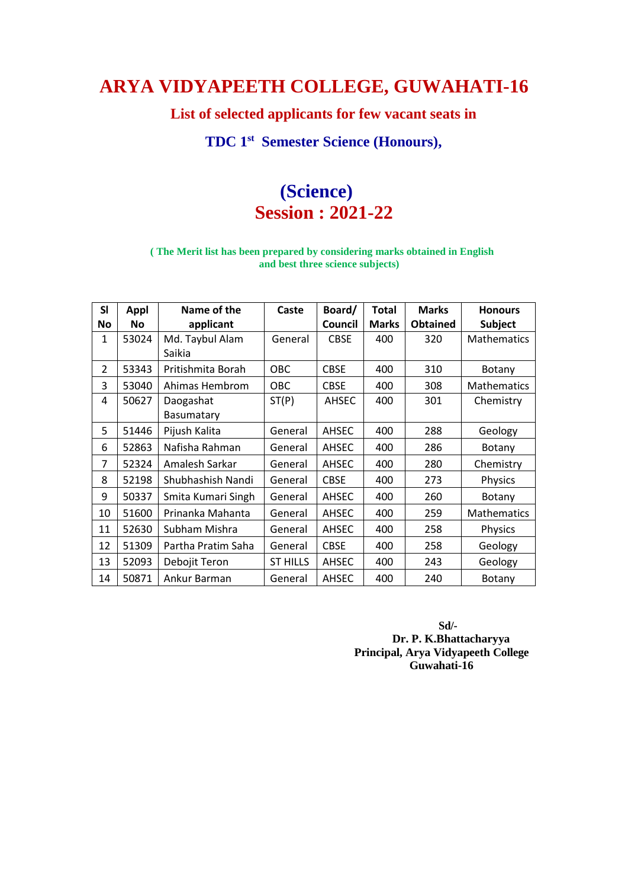# ARYA VIDYAPEETH COLLEGE, GUWAHATI-16

## List of selected applicants for few vacant seats in

## TDC 1st Semester Science (Honours),

## (Science)
## Session : 2021-22

**( The Merit list has been prepared by considering marks obtained in English and best three science subjects)**

| Sl No | Appl No | Name of the applicant | Caste | Board/ Council | Total Marks | Marks Obtained | Honours Subject |
|---|---|---|---|---|---|---|---|
| 1 | 53024 | Md. Taybul Alam Saikia | General | CBSE | 400 | 320 | Mathematics |
| 2 | 53343 | Pritishmita Borah | OBC | CBSE | 400 | 310 | Botany |
| 3 | 53040 | Ahimas Hembrom | OBC | CBSE | 400 | 308 | Mathematics |
| 4 | 50627 | Daogashat Basumatary | ST(P) | AHSEC | 400 | 301 | Chemistry |
| 5 | 51446 | Pijush Kalita | General | AHSEC | 400 | 288 | Geology |
| 6 | 52863 | Nafisha Rahman | General | AHSEC | 400 | 286 | Botany |
| 7 | 52324 | Amalesh Sarkar | General | AHSEC | 400 | 280 | Chemistry |
| 8 | 52198 | Shubhashish Nandi | General | CBSE | 400 | 273 | Physics |
| 9 | 50337 | Smita Kumari Singh | General | AHSEC | 400 | 260 | Botany |
| 10 | 51600 | Prinanka Mahanta | General | AHSEC | 400 | 259 | Mathematics |
| 11 | 52630 | Subham Mishra | General | AHSEC | 400 | 258 | Physics |
| 12 | 51309 | Partha Pratim Saha | General | CBSE | 400 | 258 | Geology |
| 13 | 52093 | Debojit Teron | ST HILLS | AHSEC | 400 | 243 | Geology |
| 14 | 50871 | Ankur Barman | General | AHSEC | 400 | 240 | Botany |

**Sd/-**
**Dr. P. K.Bhattacharyya**
**Principal, Arya Vidyapeeth College**
**Guwahati-16**